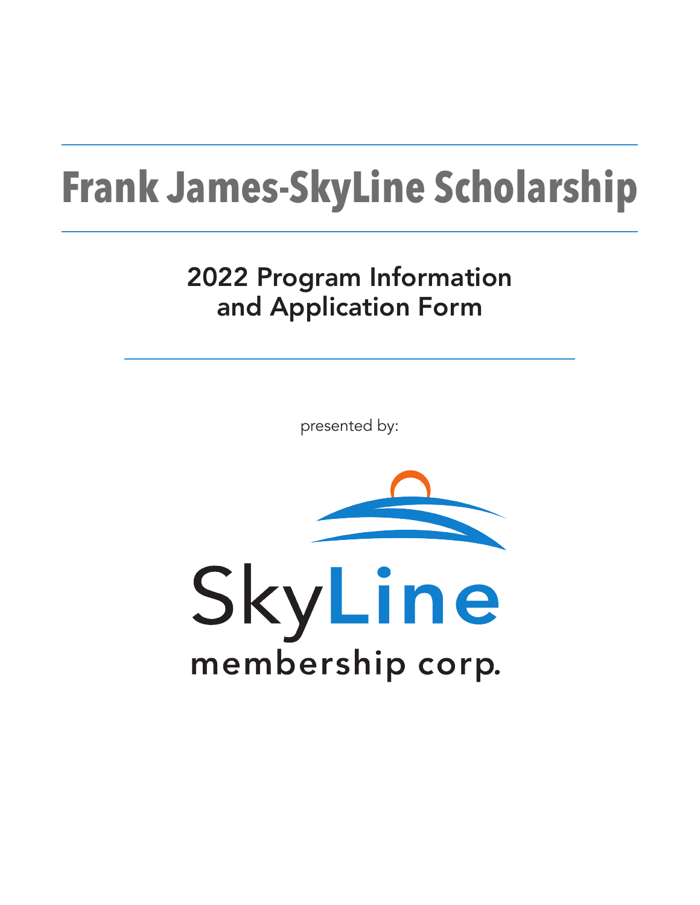# Frank James-SkyLine Scholarship

## 2022 Program Information and Application Form

presented by:

SkyLine

membership corp.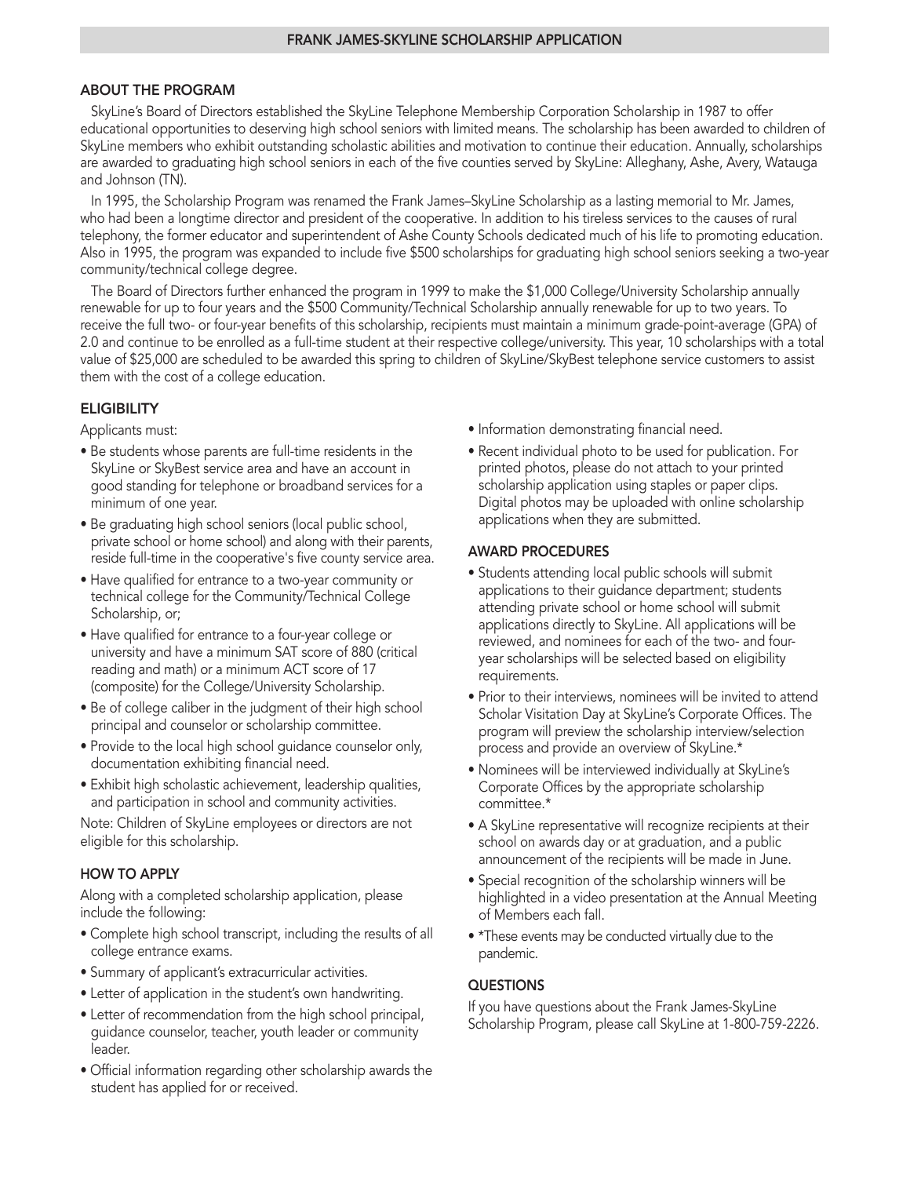# FRANK JAMES-SKYLINE SCHOLARSHIP APPLICATION

## ABOUT THE PROGRAM

SkyLine's Board of Directors established the SkyLine Telephone Membership Corporation Scholarship in 1987 to offer educational opportunities to deserving high school seniors with limited means. The scholarship has been awarded to children of SkyLine members who exhibit outstanding scholastic abilities and motivation to continue their education. Annually, scholarships are awarded to graduating high school seniors in each of the five counties served by SkyLine: Alleghany, Ashe, Avery, Watauga and Johnson (TN).

In 1995, the Scholarship Program was renamed the Frank James–SkyLine Scholarship as a lasting memorial to Mr. James, who had been a longtime director and president of the cooperative. In addition to his tireless services to the causes of rural telephony, the former educator and superintendent of Ashe County Schools dedicated much of his life to promoting education. Also in 1995, the program was expanded to include five $500 scholarships for graduating high school seniors seeking a two-year community/technical college degree.

The Board of Directors further enhanced the program in 1999 to make the $1,000 College/University Scholarship annually renewable for up to four years and the $500 Community/Technical Scholarship annually renewable for up to two years. To receive the full two- or four-year benefits of this scholarship, recipients must maintain a minimum grade-point-average (GPA) of 2.0 and continue to be enrolled as a full-time student at their respective college/university. This year, 10 scholarships with a total value of $25,000 are scheduled to be awarded this spring to children of SkyLine/SkyBest telephone service customers to assist them with the cost of a college education.

## ELIGIBILITY

Applicants must:

- Be students whose parents are full-time residents in the SkyLine or SkyBest service area and have an account in good standing for telephone or broadband services for a minimum of one year.
- Be graduating high school seniors (local public school, private school or home school) and along with their parents, reside full-time in the cooperative's five county service area.
- Have qualified for entrance to a two-year community or technical college for the Community/Technical College Scholarship, or;
- Have qualified for entrance to a four-year college or university and have a minimum SAT score of 880 (critical reading and math) or a minimum ACT score of 17 (composite) for the College/University Scholarship.
- Be of college caliber in the judgment of their high school principal and counselor or scholarship committee.
- Provide to the local high school guidance counselor only, documentation exhibiting financial need.
- Exhibit high scholastic achievement, leadership qualities, and participation in school and community activities.

Note: Children of SkyLine employees or directors are not eligible for this scholarship.

## HOW TO APPLY

Along with a completed scholarship application, please include the following:

- Complete high school transcript, including the results of all college entrance exams.
- Summary of applicant's extracurricular activities.
- Letter of application in the student's own handwriting.
- Letter of recommendation from the high school principal, guidance counselor, teacher, youth leader or community leader.
- Official information regarding other scholarship awards the student has applied for or received.
- Information demonstrating financial need.
- Recent individual photo to be used for publication. For printed photos, please do not attach to your printed scholarship application using staples or paper clips. Digital photos may be uploaded with online scholarship applications when they are submitted.

## AWARD PROCEDURES

- Students attending local public schools will submit applications to their guidance department; students attending private school or home school will submit applications directly to SkyLine. All applications will be reviewed, and nominees for each of the two- and four-year scholarships will be selected based on eligibility requirements.
- Prior to their interviews, nominees will be invited to attend Scholar Visitation Day at SkyLine's Corporate Offices. The program will preview the scholarship interview/selection process and provide an overview of SkyLine.*
- Nominees will be interviewed individually at SkyLine's Corporate Offices by the appropriate scholarship committee.*
- A SkyLine representative will recognize recipients at their school on awards day or at graduation, and a public announcement of the recipients will be made in June.
- Special recognition of the scholarship winners will be highlighted in a video presentation at the Annual Meeting of Members each fall.
- *These events may be conducted virtually due to the pandemic.

## QUESTIONS

If you have questions about the Frank James-SkyLine Scholarship Program, please call SkyLine at 1-800-759-2226.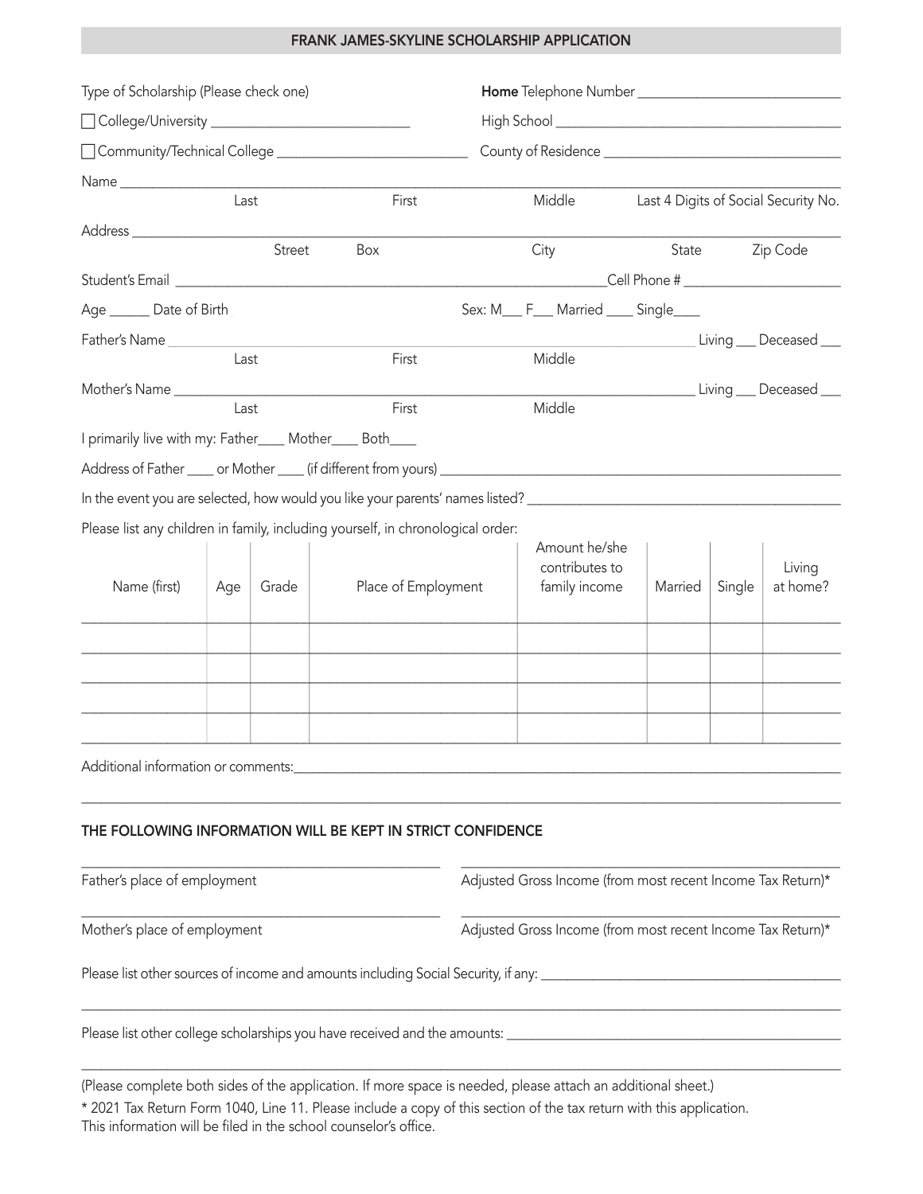## FRANK JAMES-SKYLINE SCHOLARSHIP APPLICATION

Type of Scholarship (Please check one)

☐ College/University ___________________________

☐ Community/Technical College ___________________________

**Home** Telephone Number ___________________________

High School ___________________________

County of Residence ___________________________

Name ___________________________
Last First Middle Last 4 Digits of Social Security No.

Address ___________________________
Street Box City State Zip Code

Student's Email ___________________________ Cell Phone # ___________________________

Age _____ Date of Birth Sex: M___ F___ Married ____ Single____

Father's Name ___________________________ Living ___ Deceased ___
Last First Middle

Mother's Name ___________________________ Living ___ Deceased ___
Last First Middle

I primarily live with my: Father____ Mother____ Both____

Address of Father ____ or Mother ____ (if different from yours) ___________________________

In the event you are selected, how would you like your parents' names listed? ___________________________

Please list any children in family, including yourself, in chronological order:

| Name (first) | Age | Grade | Place of Employment | Amount he/she contributes to family income | Married | Single | Living at home? |
|---|---|---|---|---|---|---|---|
| | | | | | | | |
| | | | | | | | |
| | | | | | | | |
| | | | | | | | |
| | | | | | | | |

Additional information or comments: ___________________________

___________________________

### THE FOLLOWING INFORMATION WILL BE KEPT IN STRICT CONFIDENCE

___________________________
Father's place of employment

___________________________
Adjusted Gross Income (from most recent Income Tax Return)*

___________________________
Mother's place of employment

___________________________
Adjusted Gross Income (from most recent Income Tax Return)*

Please list other sources of income and amounts including Social Security, if any: ___________________________

___________________________

Please list other college scholarships you have received and the amounts: ___________________________

___________________________

(Please complete both sides of the application. If more space is needed, please attach an additional sheet.)

* 2021 Tax Return Form 1040, Line 11. Please include a copy of this section of the tax return with this application. This information will be filed in the school counselor's office.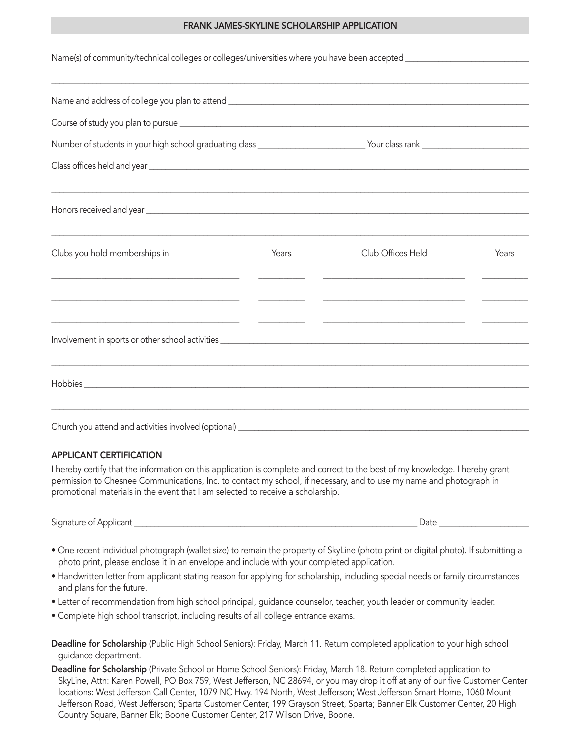## FRANK JAMES-SKYLINE SCHOLARSHIP APPLICATION

Name(s) of community/technical colleges or colleges/universities where you have been accepted ____________________________

________________________________________________________________________________________________

Name and address of college you plan to attend ____________________________________________________________

Course of study you plan to pursue ____________________________________________________________

Number of students in your high school graduating class ________________________ Your class rank ________________________

Class offices held and year ____________________________________________________________

________________________________________________________________________________________________

Honors received and year ____________________________________________________________

________________________________________________________________________________________________

| Clubs you hold memberships in | Years | Club Offices Held | Years |
|---|---|---|---|
| | | | |
| | | | |
| | | | |

Involvement in sports or other school activities ____________________________________________________________

________________________________________________________________________________________________

Hobbies ____________________________________________________________

________________________________________________________________________________________________

Church you attend and activities involved (optional) ____________________________________________________________

### APPLICANT CERTIFICATION

I hereby certify that the information on this application is complete and correct to the best of my knowledge. I hereby grant permission to Chesnee Communications, Inc. to contact my school, if necessary, and to use my name and photograph in promotional materials in the event that I am selected to receive a scholarship.

Signature of Applicant ____________________________________________________________ Date ____________________

- One recent individual photograph (wallet size) to remain the property of SkyLine (photo print or digital photo). If submitting a photo print, please enclose it in an envelope and include with your completed application.
- Handwritten letter from applicant stating reason for applying for scholarship, including special needs or family circumstances and plans for the future.
- Letter of recommendation from high school principal, guidance counselor, teacher, youth leader or community leader.
- Complete high school transcript, including results of all college entrance exams.

**Deadline for Scholarship** (Public High School Seniors): Friday, March 11. Return completed application to your high school guidance department.

**Deadline for Scholarship** (Private School or Home School Seniors): Friday, March 18. Return completed application to SkyLine, Attn: Karen Powell, PO Box 759, West Jefferson, NC 28694, or you may drop it off at any of our five Customer Center locations: West Jefferson Call Center, 1079 NC Hwy. 194 North, West Jefferson; West Jefferson Smart Home, 1060 Mount Jefferson Road, West Jefferson; Sparta Customer Center, 199 Grayson Street, Sparta; Banner Elk Customer Center, 20 High Country Square, Banner Elk; Boone Customer Center, 217 Wilson Drive, Boone.